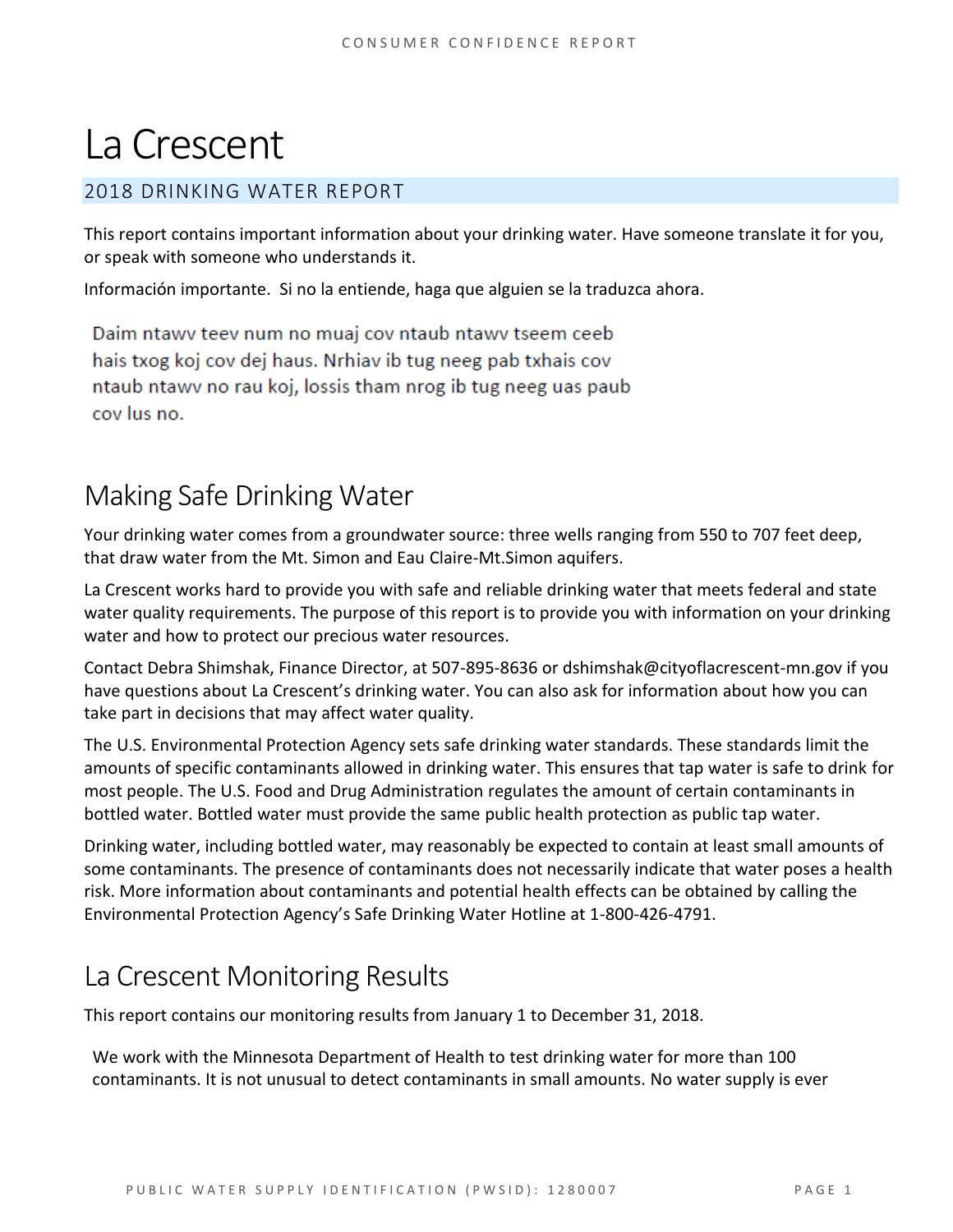# La Crescent

## 2018 DRINKING WATER REPORT

This report contains important information about your drinking water. Have someone translate it for you, or speak with someone who understands it.

Información importante. Si no la entiende, haga que alguien se la traduzca ahora.

Daim ntawv teev num no muaj cov ntaub ntawv tseem ceeb hais txog koj cov dej haus. Nrhiav ib tug neeg pab txhais cov ntaub ntawv no rau koj, lossis tham nrog ib tug neeg uas paub cov lus no.

# Making Safe Drinking Water

Your drinking water comes from a groundwater source: three wells ranging from 550 to 707 feet deep, that draw water from the Mt. Simon and Eau Claire-Mt.Simon aquifers.

La Crescent works hard to provide you with safe and reliable drinking water that meets federal and state water quality requirements. The purpose of this report is to provide you with information on your drinking water and how to protect our precious water resources.

Contact Debra Shimshak, Finance Director, at 507-895-8636 or dshimshak@cityoflacrescent-mn.gov if you have questions about La Crescent's drinking water. You can also ask for information about how you can take part in decisions that may affect water quality.

The U.S. Environmental Protection Agency sets safe drinking water standards. These standards limit the amounts of specific contaminants allowed in drinking water. This ensures that tap water is safe to drink for most people. The U.S. Food and Drug Administration regulates the amount of certain contaminants in bottled water. Bottled water must provide the same public health protection as public tap water.

Drinking water, including bottled water, may reasonably be expected to contain at least small amounts of some contaminants. The presence of contaminants does not necessarily indicate that water poses a health risk. More information about contaminants and potential health effects can be obtained by calling the Environmental Protection Agency's Safe Drinking Water Hotline at 1-800-426-4791.

# La Crescent Monitoring Results

This report contains our monitoring results from January 1 to December 31, 2018.

We work with the Minnesota Department of Health to test drinking water for more than 100 contaminants. It is not unusual to detect contaminants in small amounts. No water supply is ever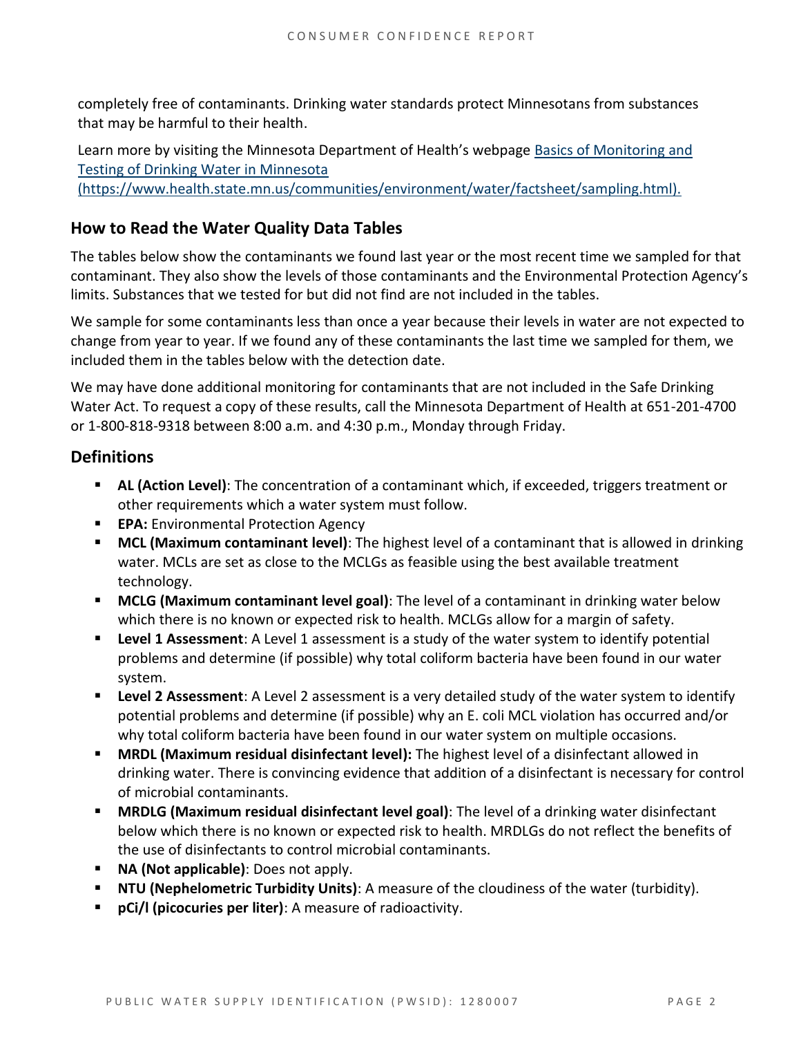completely free of contaminants. Drinking water standards protect Minnesotans from substances that may be harmful to their health.

Learn more by visiting the Minnesota Department of Health's webpage [Basics of Monitoring and Testing of Drinking Water in Minnesota (https://www.health.state.mn.us/communities/environment/water/factsheet/sampling.html).](https://www.health.state.mn.us/communities/environment/water/factsheet/sampling.html)

## How to Read the Water Quality Data Tables

The tables below show the contaminants we found last year or the most recent time we sampled for that contaminant. They also show the levels of those contaminants and the Environmental Protection Agency's limits. Substances that we tested for but did not find are not included in the tables.

We sample for some contaminants less than once a year because their levels in water are not expected to change from year to year. If we found any of these contaminants the last time we sampled for them, we included them in the tables below with the detection date.

We may have done additional monitoring for contaminants that are not included in the Safe Drinking Water Act. To request a copy of these results, call the Minnesota Department of Health at 651-201-4700 or 1-800-818-9318 between 8:00 a.m. and 4:30 p.m., Monday through Friday.

## Definitions

- **AL (Action Level)**: The concentration of a contaminant which, if exceeded, triggers treatment or other requirements which a water system must follow.
- **EPA:** Environmental Protection Agency
- **MCL (Maximum contaminant level)**: The highest level of a contaminant that is allowed in drinking water. MCLs are set as close to the MCLGs as feasible using the best available treatment technology.
- **MCLG (Maximum contaminant level goal)**: The level of a contaminant in drinking water below which there is no known or expected risk to health. MCLGs allow for a margin of safety.
- **Level 1 Assessment**: A Level 1 assessment is a study of the water system to identify potential problems and determine (if possible) why total coliform bacteria have been found in our water system.
- **Level 2 Assessment**: A Level 2 assessment is a very detailed study of the water system to identify potential problems and determine (if possible) why an E. coli MCL violation has occurred and/or why total coliform bacteria have been found in our water system on multiple occasions.
- **MRDL (Maximum residual disinfectant level):** The highest level of a disinfectant allowed in drinking water. There is convincing evidence that addition of a disinfectant is necessary for control of microbial contaminants.
- **MRDLG (Maximum residual disinfectant level goal)**: The level of a drinking water disinfectant below which there is no known or expected risk to health. MRDLGs do not reflect the benefits of the use of disinfectants to control microbial contaminants.
- **NA (Not applicable)**: Does not apply.
- **NTU (Nephelometric Turbidity Units)**: A measure of the cloudiness of the water (turbidity).
- **pCi/l (picocuries per liter)**: A measure of radioactivity.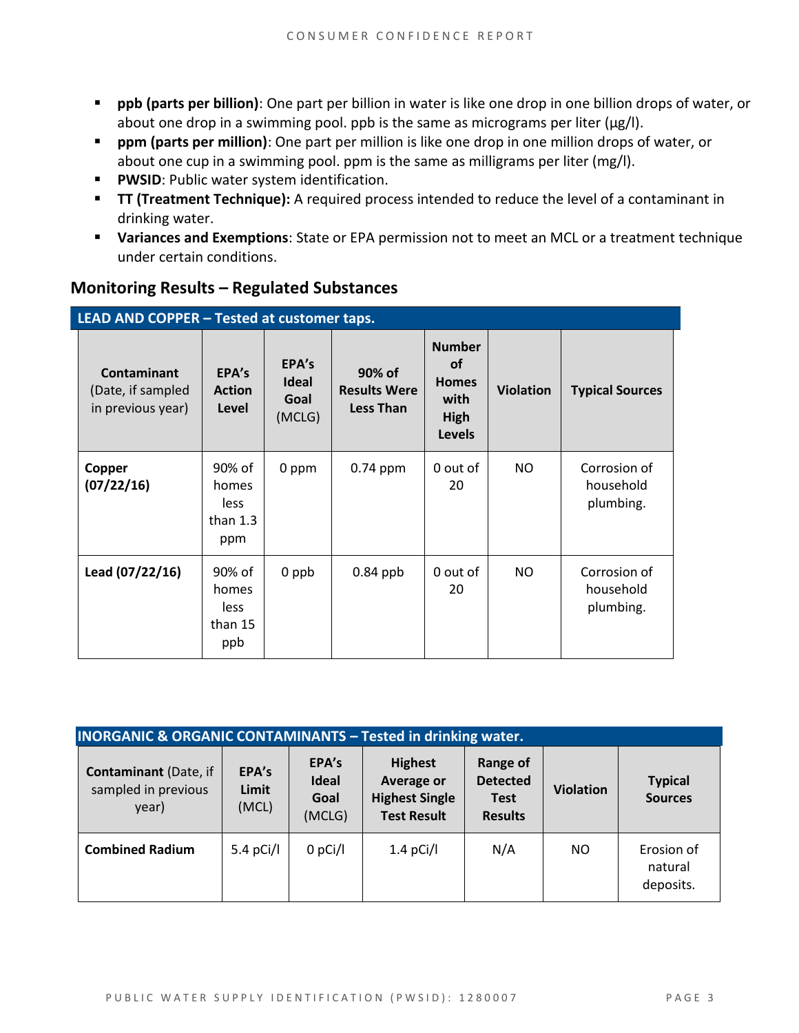- **ppb (parts per billion)**: One part per billion in water is like one drop in one billion drops of water, or about one drop in a swimming pool. ppb is the same as micrograms per liter (μg/l).
- **ppm (parts per million)**: One part per million is like one drop in one million drops of water, or about one cup in a swimming pool. ppm is the same as milligrams per liter (mg/l).
- **PWSID**: Public water system identification.
- **TT (Treatment Technique):** A required process intended to reduce the level of a contaminant in drinking water.
- **Variances and Exemptions**: State or EPA permission not to meet an MCL or a treatment technique under certain conditions.

## Monitoring Results – Regulated Substances

**LEAD AND COPPER – Tested at customer taps.**

| **Contaminant** (Date, if sampled in previous year) | **EPA's Action Level** | **EPA's Ideal Goal** (MCLG) | **90% of Results Were Less Than** | **Number of Homes with High Levels** | **Violation** | **Typical Sources** |
|---|---|---|---|---|---|---|
| **Copper (07/22/16)** | 90% of homes less than 1.3 ppm | 0 ppm | 0.74 ppm | 0 out of 20 | NO | Corrosion of household plumbing. |
| **Lead (07/22/16)** | 90% of homes less than 15 ppb | 0 ppb | 0.84 ppb | 0 out of 20 | NO | Corrosion of household plumbing. |

**INORGANIC & ORGANIC CONTAMINANTS – Tested in drinking water.**

| **Contaminant** (Date, if sampled in previous year) | **EPA's Limit** (MCL) | **EPA's Ideal Goal** (MCLG) | **Highest Average or Highest Single Test Result** | **Range of Detected Test Results** | **Violation** | **Typical Sources** |
|---|---|---|---|---|---|---|
| **Combined Radium** | 5.4 pCi/l | 0 pCi/l | 1.4 pCi/l | N/A | NO | Erosion of natural deposits. |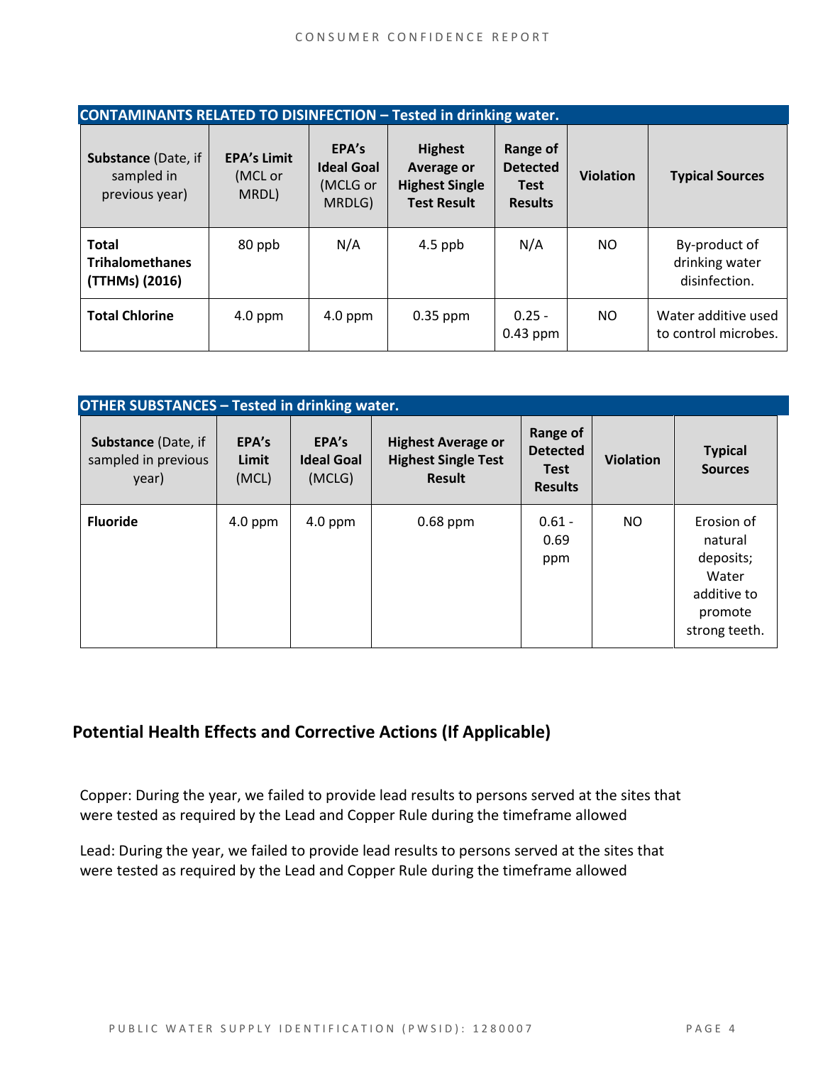| CONTAMINANTS RELATED TO DISINFECTION – Tested in drinking water. | | | | | | |
|---|---|---|---|---|---|---|
| **Substance** (Date, if sampled in previous year) | **EPA's Limit** (MCL or MRDL) | **EPA's Ideal Goal** (MCLG or MRDLG) | **Highest Average or Highest Single Test Result** | **Range of Detected Test Results** | **Violation** | **Typical Sources** |
| **Total Trihalomethanes (TTHMs) (2016)** | 80 ppb | N/A | 4.5 ppb | N/A | NO | By-product of drinking water disinfection. |
| **Total Chlorine** | 4.0 ppm | 4.0 ppm | 0.35 ppm | 0.25 - 0.43 ppm | NO | Water additive used to control microbes. |

| OTHER SUBSTANCES – Tested in drinking water. | | | | | | |
|---|---|---|---|---|---|---|
| **Substance** (Date, if sampled in previous year) | **EPA's Limit** (MCL) | **EPA's Ideal Goal** (MCLG) | **Highest Average or Highest Single Test Result** | **Range of Detected Test Results** | **Violation** | **Typical Sources** |
| **Fluoride** | 4.0 ppm | 4.0 ppm | 0.68 ppm | 0.61 - 0.69 ppm | NO | Erosion of natural deposits; Water additive to promote strong teeth. |

## Potential Health Effects and Corrective Actions (If Applicable)

Copper: During the year, we failed to provide lead results to persons served at the sites that were tested as required by the Lead and Copper Rule during the timeframe allowed

Lead: During the year, we failed to provide lead results to persons served at the sites that were tested as required by the Lead and Copper Rule during the timeframe allowed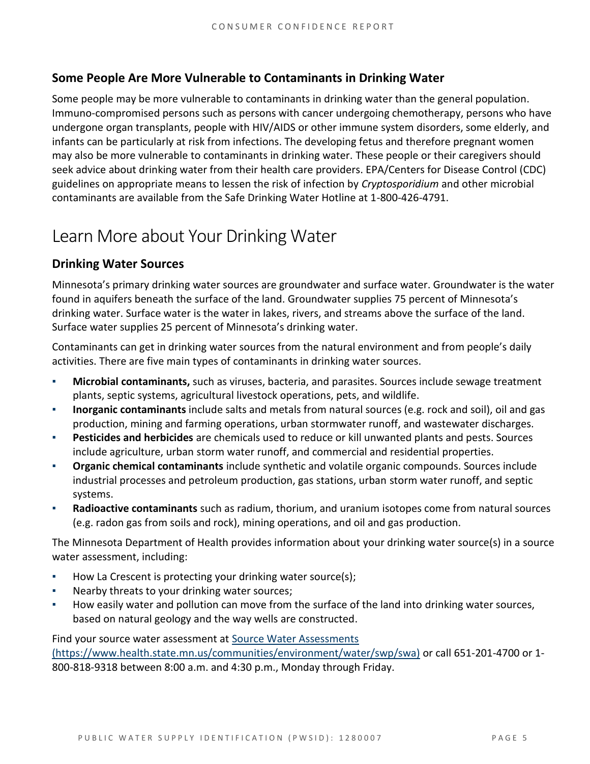### Some People Are More Vulnerable to Contaminants in Drinking Water

Some people may be more vulnerable to contaminants in drinking water than the general population. Immuno-compromised persons such as persons with cancer undergoing chemotherapy, persons who have undergone organ transplants, people with HIV/AIDS or other immune system disorders, some elderly, and infants can be particularly at risk from infections. The developing fetus and therefore pregnant women may also be more vulnerable to contaminants in drinking water. These people or their caregivers should seek advice about drinking water from their health care providers. EPA/Centers for Disease Control (CDC) guidelines on appropriate means to lessen the risk of infection by *Cryptosporidium* and other microbial contaminants are available from the Safe Drinking Water Hotline at 1-800-426-4791.

## Learn More about Your Drinking Water

### Drinking Water Sources

Minnesota's primary drinking water sources are groundwater and surface water. Groundwater is the water found in aquifers beneath the surface of the land. Groundwater supplies 75 percent of Minnesota's drinking water. Surface water is the water in lakes, rivers, and streams above the surface of the land. Surface water supplies 25 percent of Minnesota's drinking water.

Contaminants can get in drinking water sources from the natural environment and from people's daily activities. There are five main types of contaminants in drinking water sources.

- **Microbial contaminants,** such as viruses, bacteria, and parasites. Sources include sewage treatment plants, septic systems, agricultural livestock operations, pets, and wildlife.
- **Inorganic contaminants** include salts and metals from natural sources (e.g. rock and soil), oil and gas production, mining and farming operations, urban stormwater runoff, and wastewater discharges.
- **Pesticides and herbicides** are chemicals used to reduce or kill unwanted plants and pests. Sources include agriculture, urban storm water runoff, and commercial and residential properties.
- **Organic chemical contaminants** include synthetic and volatile organic compounds. Sources include industrial processes and petroleum production, gas stations, urban storm water runoff, and septic systems.
- **Radioactive contaminants** such as radium, thorium, and uranium isotopes come from natural sources (e.g. radon gas from soils and rock), mining operations, and oil and gas production.

The Minnesota Department of Health provides information about your drinking water source(s) in a source water assessment, including:

- How La Crescent is protecting your drinking water source(s);
- Nearby threats to your drinking water sources;
- How easily water and pollution can move from the surface of the land into drinking water sources, based on natural geology and the way wells are constructed.

Find your source water assessment at [Source Water Assessments (https://www.health.state.mn.us/communities/environment/water/swp/swa)](https://www.health.state.mn.us/communities/environment/water/swp/swa) or call 651-201-4700 or 1-800-818-9318 between 8:00 a.m. and 4:30 p.m., Monday through Friday.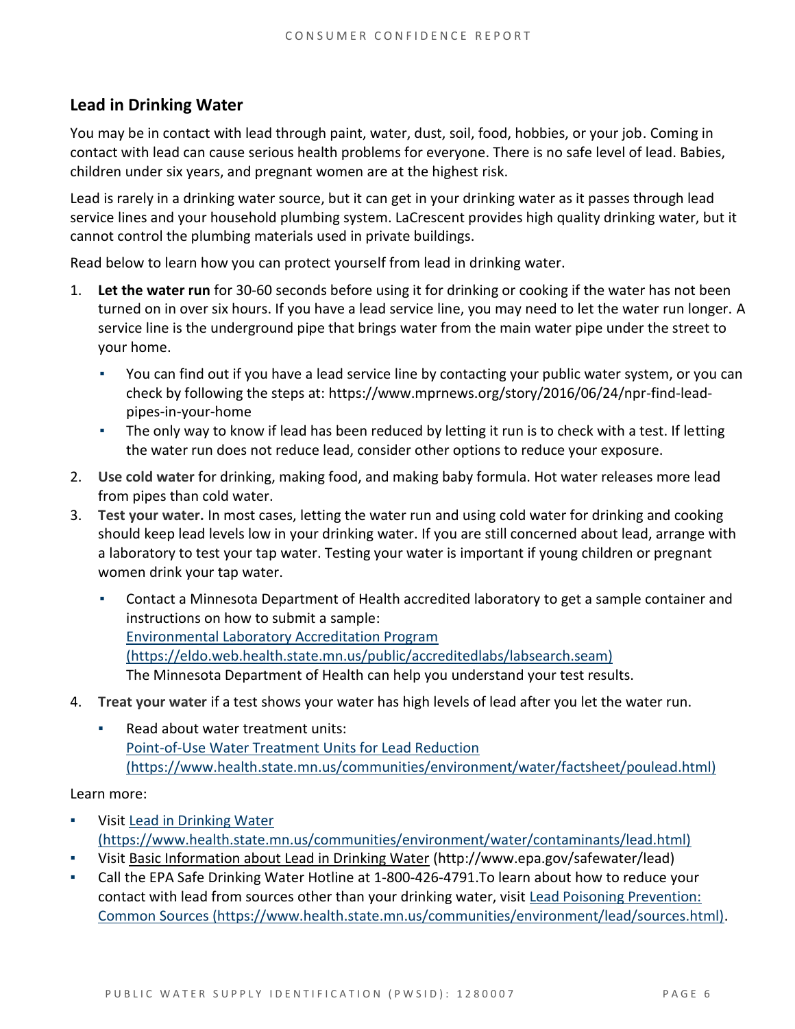## Lead in Drinking Water

You may be in contact with lead through paint, water, dust, soil, food, hobbies, or your job. Coming in contact with lead can cause serious health problems for everyone. There is no safe level of lead. Babies, children under six years, and pregnant women are at the highest risk.

Lead is rarely in a drinking water source, but it can get in your drinking water as it passes through lead service lines and your household plumbing system. LaCrescent provides high quality drinking water, but it cannot control the plumbing materials used in private buildings.

Read below to learn how you can protect yourself from lead in drinking water.

1. **Let the water run** for 30-60 seconds before using it for drinking or cooking if the water has not been turned on in over six hours. If you have a lead service line, you may need to let the water run longer. A service line is the underground pipe that brings water from the main water pipe under the street to your home.
   - You can find out if you have a lead service line by contacting your public water system, or you can check by following the steps at: https://www.mprnews.org/story/2016/06/24/npr-find-lead-pipes-in-your-home
   - The only way to know if lead has been reduced by letting it run is to check with a test. If letting the water run does not reduce lead, consider other options to reduce your exposure.
2. **Use cold water** for drinking, making food, and making baby formula. Hot water releases more lead from pipes than cold water.
3. **Test your water.** In most cases, letting the water run and using cold water for drinking and cooking should keep lead levels low in your drinking water. If you are still concerned about lead, arrange with a laboratory to test your tap water. Testing your water is important if young children or pregnant women drink your tap water.
   - Contact a Minnesota Department of Health accredited laboratory to get a sample container and instructions on how to submit a sample:
     Environmental Laboratory Accreditation Program
     (https://eldo.web.health.state.mn.us/public/accreditedlabs/labsearch.seam)
     The Minnesota Department of Health can help you understand your test results.
4. **Treat your water** if a test shows your water has high levels of lead after you let the water run.
   - Read about water treatment units:
     Point-of-Use Water Treatment Units for Lead Reduction
     (https://www.health.state.mn.us/communities/environment/water/factsheet/poulead.html)

Learn more:

- Visit Lead in Drinking Water
  (https://www.health.state.mn.us/communities/environment/water/contaminants/lead.html)
- Visit Basic Information about Lead in Drinking Water (http://www.epa.gov/safewater/lead)
- Call the EPA Safe Drinking Water Hotline at 1-800-426-4791.To learn about how to reduce your contact with lead from sources other than your drinking water, visit Lead Poisoning Prevention: Common Sources (https://www.health.state.mn.us/communities/environment/lead/sources.html).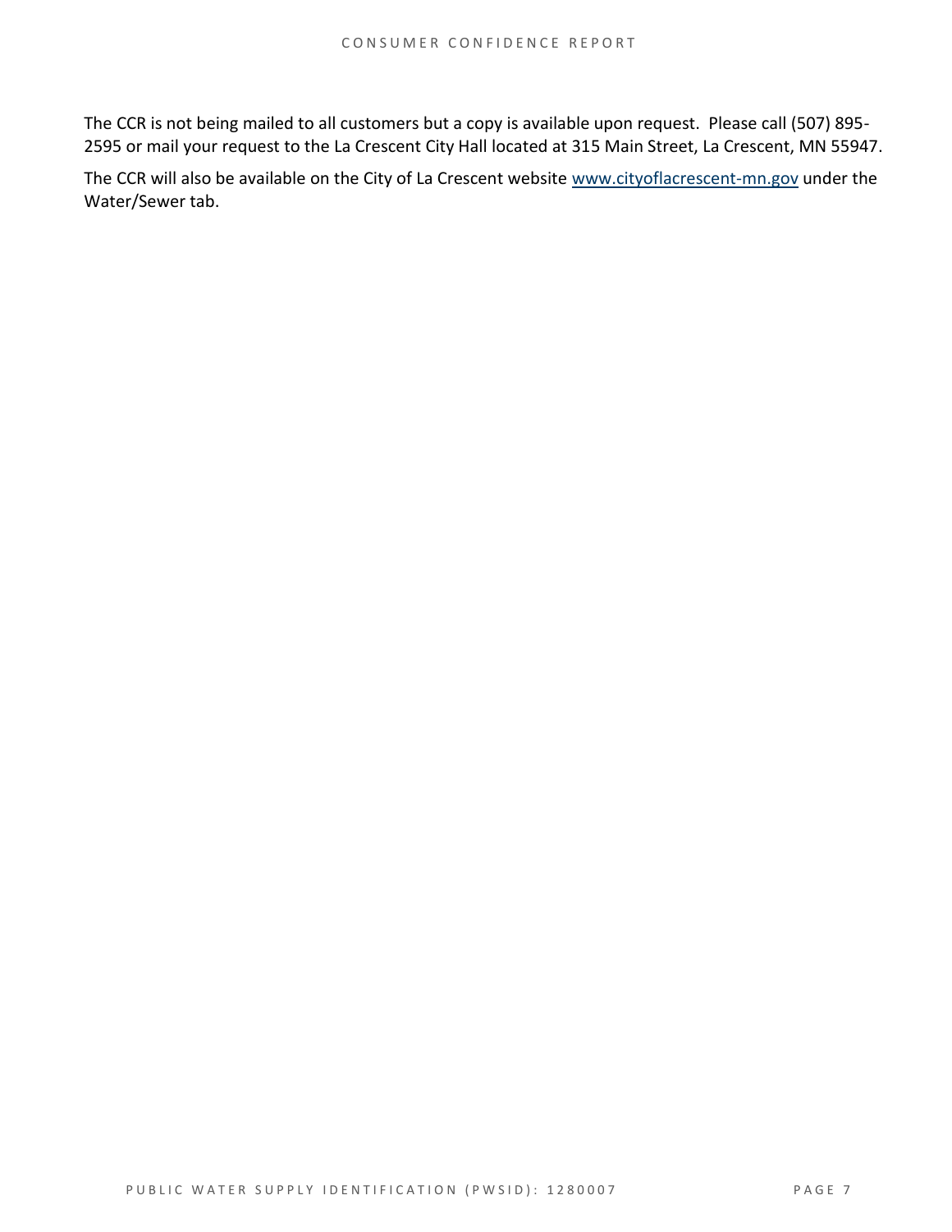The CCR is not being mailed to all customers but a copy is available upon request. Please call (507) 895-2595 or mail your request to the La Crescent City Hall located at 315 Main Street, La Crescent, MN 55947.

The CCR will also be available on the City of La Crescent website www.cityoflacrescent-mn.gov under the Water/Sewer tab.